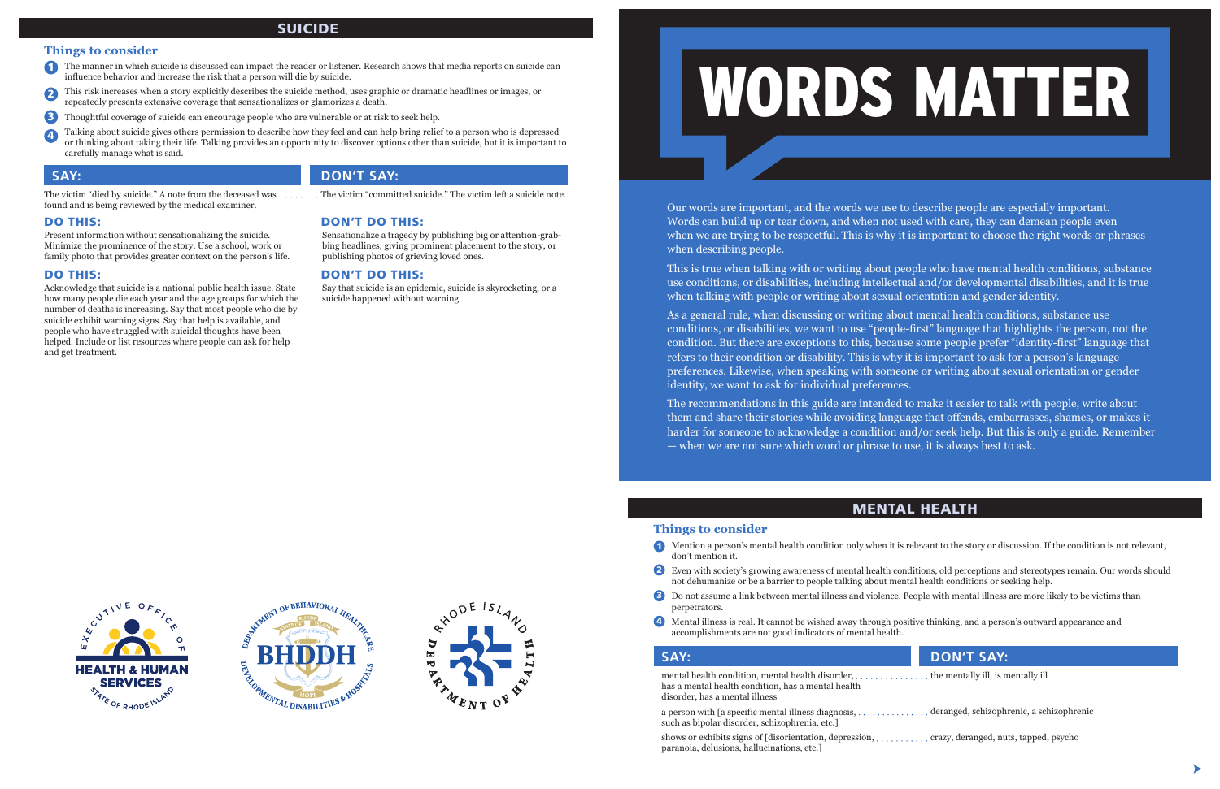# WORDS MATTER

Our words are important, and the words we use to describe people are especially important. Words can build up or tear down, and when not used with care, they can demean people even when we are trying to be respectful. This is why it is important to choose the right words or phrases when describing people.

This is true when talking with or writing about people who have mental health conditions, substance use conditions, or disabilities, including intellectual and/or developmental disabilities, and it is true when talking with people or writing about sexual orientation and gender identity.

As a general rule, when discussing or writing about mental health conditions, substance use conditions, or disabilities, we want to use "people-first" language that highlights the person, not the condition. But there are exceptions to this, because some people prefer "identity-first" language that refers to their condition or disability. This is why it is important to ask for a person's language preferences. Likewise, when speaking with someone or writing about sexual orientation or gender identity, we want to ask for individual preferences.

The recommendations in this guide are intended to make it easier to talk with people, write about them and share their stories while avoiding language that offends, embarrasses, shames, or makes it harder for someone to acknowledge a condition and/or seek help. But this is only a guide. Remember — when we are not sure which word or phrase to use, it is always best to ask.

## SUICIDE

### Things to consider

1. The manner in which suicide is discussed can impact the reader or listener. Research shows that media reports on suicide can influence behavior and increase the risk that a person will die by suicide.
2. This risk increases when a story explicitly describes the suicide method, uses graphic or dramatic headlines or images, or repeatedly presents extensive coverage that sensationalizes or glamorizes a death.
3. Thoughtful coverage of suicide can encourage people who are vulnerable or at risk to seek help.
4. Talking about suicide gives others permission to describe how they feel and can help bring relief to a person who is depressed or thinking about taking their life. Talking provides an opportunity to discover options other than suicide, but it is important to carefully manage what is said.

| SAY: | DON'T SAY: |
|---|---|
| The victim "died by suicide." A note from the deceased was found and is being reviewed by the medical examiner. | The victim "committed suicide." The victim left a suicide note. |

**DO THIS:**
Present information without sensationalizing the suicide. Minimize the prominence of the story. Use a school, work or family photo that provides greater context on the person's life.

**DON'T DO THIS:**
Sensationalize a tragedy by publishing big or attention-grabbing headlines, giving prominent placement to the story, or publishing photos of grieving loved ones.

**DO THIS:**
Acknowledge that suicide is a national public health issue. State how many people die each year and the age groups for which the number of deaths is increasing. Say that most people who die by suicide exhibit warning signs. Say that help is available, and people who have struggled with suicidal thoughts have been helped. Include or list resources where people can ask for help and get treatment.

**DON'T DO THIS:**
Say that suicide is an epidemic, suicide is skyrocketing, or a suicide happened without warning.

Executive Office of Health & Human Services, State of Rhode Island | Department of Behavioral Healthcare, Developmental Disabilities & Hospitals (BHDDH) | Rhode Island Department of Health

## MENTAL HEALTH

### Things to consider

1. Mention a person's mental health condition only when it is relevant to the story or discussion. If the condition is not relevant, don't mention it.
2. Even with society's growing awareness of mental health conditions, old perceptions and stereotypes remain. Our words should not dehumanize or be a barrier to people talking about mental health conditions or seeking help.
3. Do not assume a link between mental illness and violence. People with mental illness are more likely to be victims than perpetrators.
4. Mental illness is real. It cannot be wished away through positive thinking, and a person's outward appearance and accomplishments are not good indicators of mental health.

| SAY: | DON'T SAY: |
|---|---|
| mental health condition, mental health disorder, has a mental health condition, has a mental health disorder, has a mental illness | the mentally ill, is mentally ill |
| a person with [a specific mental illness diagnosis, such as bipolar disorder, schizophrenia, etc.] | deranged, schizophrenic, a schizophrenic |
| shows or exhibits signs of [disorientation, depression, paranoia, delusions, hallucinations, etc.] | crazy, deranged, nuts, tapped, psycho |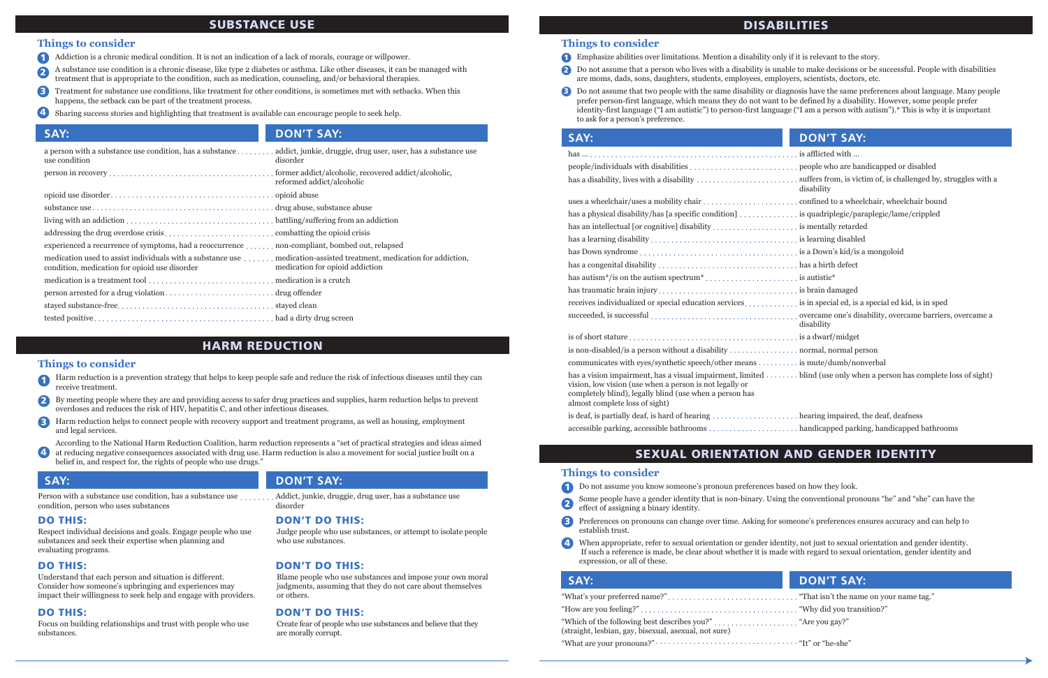## SUBSTANCE USE

### Things to consider

1. Addiction is a chronic medical condition. It is not an indication of a lack of morals, courage or willpower.
2. A substance use condition is a chronic disease, like type 2 diabetes or asthma. Like other diseases, it can be managed with treatment that is appropriate to the condition, such as medication, counseling, and/or behavioral therapies.
3. Treatment for substance use conditions, like treatment for other conditions, is sometimes met with setbacks. When this happens, the setback can be part of the treatment process.
4. Sharing success stories and highlighting that treatment is available can encourage people to seek help.

| SAY: | DON'T SAY: |
| --- | --- |
| a person with a substance use condition, has a substance use condition | addict, junkie, druggie, drug user, user, has a substance use disorder |
| person in recovery | former addict/alcoholic, recovered addict/alcoholic, reformed addict/alcoholic |
| opioid use disorder | opioid abuse |
| substance use | drug abuse, substance abuse |
| living with an addiction | battling/suffering from an addiction |
| addressing the drug overdose crisis | combatting the opioid crisis |
| experienced a recurrence of symptoms, had a reoccurrence | non-compliant, bombed out, relapsed |
| medication used to assist individuals with a substance use condition, medication for opioid use disorder | medication-assisted treatment, medication for addiction, medication for opioid addiction |
| medication is a treatment tool | medication is a crutch |
| person arrested for a drug violation | drug offender |
| stayed substance-free | stayed clean |
| tested positive | had a dirty drug screen |

## HARM REDUCTION

### Things to consider

1. Harm reduction is a prevention strategy that helps to keep people safe and reduce the risk of infectious diseases until they can receive treatment.
2. By meeting people where they are and providing access to safer drug practices and supplies, harm reduction helps to prevent overdoses and reduces the risk of HIV, hepatitis C, and other infectious diseases.
3. Harm reduction helps to connect people with recovery support and treatment programs, as well as housing, employment and legal services.
4. According to the National Harm Reduction Coalition, harm reduction represents a "set of practical strategies and ideas aimed at reducing negative consequences associated with drug use. Harm reduction is also a movement for social justice built on a belief in, and respect for, the rights of people who use drugs."

| SAY: | DON'T SAY: |
| --- | --- |
| Person with a substance use condition, has a substance use condition, person who uses substances | Addict, junkie, druggie, drug user, has a substance use disorder |

| DO THIS: | DON'T DO THIS: |
| --- | --- |
| Respect individual decisions and goals. Engage people who use substances and seek their expertise when planning and evaluating programs. | Judge people who use substances, or attempt to isolate people who use substances. |
| Understand that each person and situation is different. Consider how someone's upbringing and experiences may impact their willingness to seek help and engage with providers. | Blame people who use substances and impose your own moral judgments, assuming that they do not care about themselves or others. |
| Focus on building relationships and trust with people who use substances. | Create fear of people who use substances and believe that they are morally corrupt. |

## DISABILITIES

### Things to consider

1. Emphasize abilities over limitations. Mention a disability only if it is relevant to the story.
2. Do not assume that a person who lives with a disability is unable to make decisions or be successful. People with disabilities are moms, dads, sons, daughters, students, employees, employers, scientists, doctors, etc.
3. Do not assume that two people with the same disability or diagnosis have the same preferences about language. Many people prefer person-first language, which means they do not want to be defined by a disability. However, some people prefer identity-first language ("I am autistic") to person-first language ("I am a person with autism").* This is why it is important to ask for a person's preference.

| SAY: | DON'T SAY: |
| --- | --- |
| has ... | is afflicted with ... |
| people/individuals with disabilities | people who are handicapped or disabled |
| has a disability, lives with a disability | suffers from, is victim of, is challenged by, struggles with a disability |
| uses a wheelchair/uses a mobility chair | confined to a wheelchair, wheelchair bound |
| has a physical disability/has [a specific condition] | is quadriplegic/paraplegic/lame/crippled |
| has an intellectual [or cognitive] disability | is mentally retarded |
| has a learning disability | is learning disabled |
| has Down syndrome | is a Down's kid/is a mongoloid |
| has a congenital disability | has a birth defect |
| has autism*/is on the autism spectrum* | is autistic* |
| has traumatic brain injury | is brain damaged |
| receives individualized or special education services | is in special ed, is a special ed kid, is in sped |
| succeeded, is successful | overcame one's disability, overcame barriers, overcame a disability |
| is of short stature | is a dwarf/midget |
| is non-disabled/is a person without a disability | normal, normal person |
| communicates with eyes/synthetic speech/other means | is mute/dumb/nonverbal |
| has a vision impairment, has a visual impairment, limited vision, low vision (use when a person is not legally or completely blind), legally blind (use when a person has almost complete loss of sight) | blind (use only when a person has complete loss of sight) |
| is deaf, is partially deaf, is hard of hearing | hearing impaired, the deaf, deafness |
| accessible parking, accessible bathrooms | handicapped parking, handicapped bathrooms |

## SEXUAL ORIENTATION AND GENDER IDENTITY

### Things to consider

1. Do not assume you know someone's pronoun preferences based on how they look.
2. Some people have a gender identity that is non-binary. Using the conventional pronouns "he" and "she" can have the effect of assigning a binary identity.
3. Preferences on pronouns can change over time. Asking for someone's preferences ensures accuracy and can help to establish trust.
4. When appropriate, refer to sexual orientation or gender identity, not just to sexual orientation and gender identity. If such a reference is made, be clear about whether it is made with regard to sexual orientation, gender identity and expression, or all of these.

| SAY: | DON'T SAY: |
| --- | --- |
| "What's your preferred name?" | "That isn't the name on your name tag." |
| "How are you feeling?" | "Why did you transition?" |
| "Which of the following best describes you?" (straight, lesbian, gay, bisexual, asexual, not sure) | "Are you gay?" |
| "What are your pronouns?" | "It" or "he-she" |